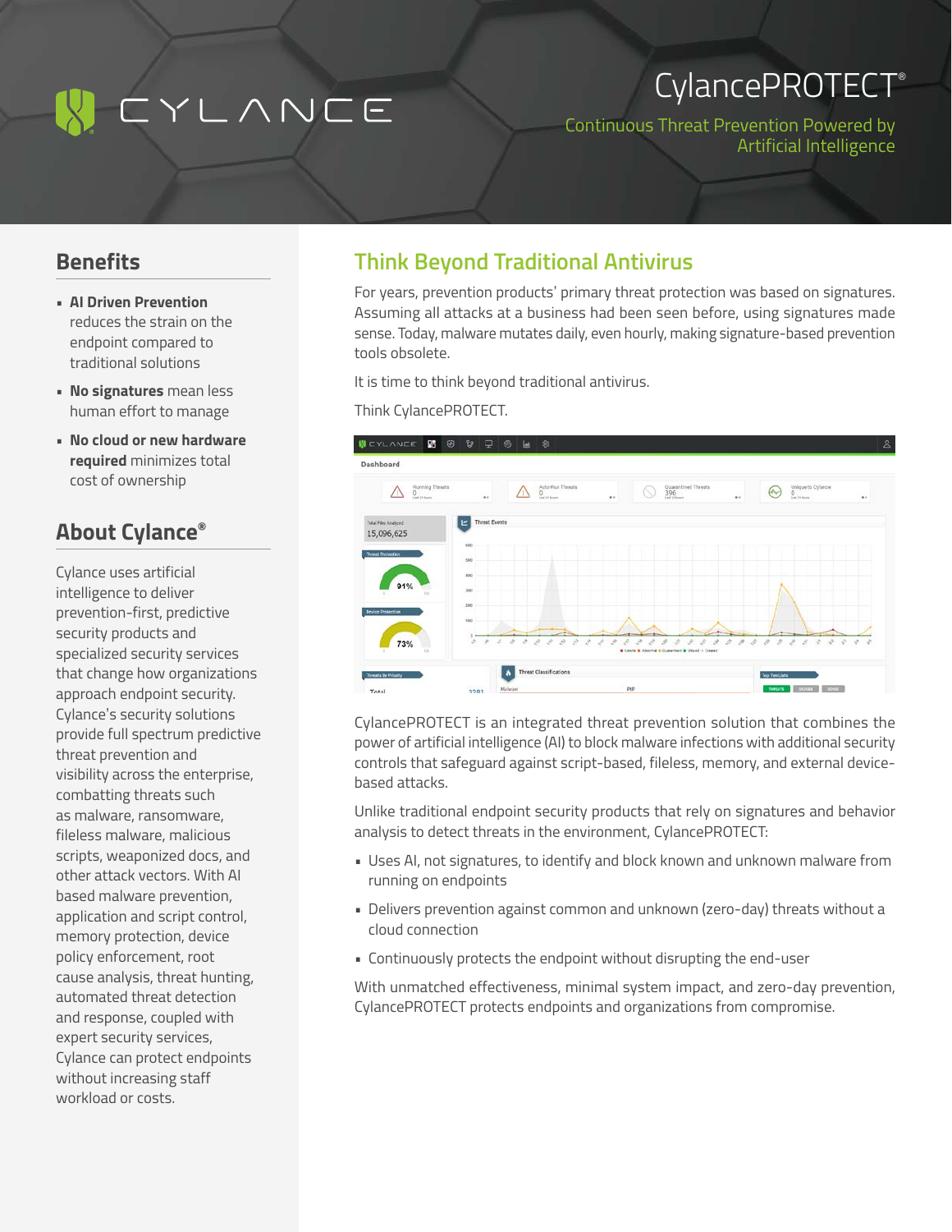# CylancePROTECT®

Continuous Threat Prevention Powered by Artificial Intelligence

## Benefits

- **AI Driven Prevention** reduces the strain on the endpoint compared to traditional solutions
- **No signatures** mean less human effort to manage
- **No cloud or new hardware required** minimizes total cost of ownership

## About Cylance®

Cylance uses artificial intelligence to deliver prevention-first, predictive security products and specialized security services that change how organizations approach endpoint security. Cylance's security solutions provide full spectrum predictive threat prevention and visibility across the enterprise, combatting threats such as malware, ransomware, fileless malware, malicious scripts, weaponized docs, and other attack vectors. With AI based malware prevention, application and script control, memory protection, device policy enforcement, root cause analysis, threat hunting, automated threat detection and response, coupled with expert security services, Cylance can protect endpoints without increasing staff workload or costs.

## Think Beyond Traditional Antivirus

For years, prevention products' primary threat protection was based on signatures. Assuming all attacks at a business had been seen before, using signatures made sense. Today, malware mutates daily, even hourly, making signature-based prevention tools obsolete.

It is time to think beyond traditional antivirus.

Think CylancePROTECT.

CylancePROTECT is an integrated threat prevention solution that combines the power of artificial intelligence (AI) to block malware infections with additional security controls that safeguard against script-based, fileless, memory, and external device-based attacks.

Unlike traditional endpoint security products that rely on signatures and behavior analysis to detect threats in the environment, CylancePROTECT:

- Uses AI, not signatures, to identify and block known and unknown malware from running on endpoints
- Delivers prevention against common and unknown (zero-day) threats without a cloud connection
- Continuously protects the endpoint without disrupting the end-user

With unmatched effectiveness, minimal system impact, and zero-day prevention, CylancePROTECT protects endpoints and organizations from compromise.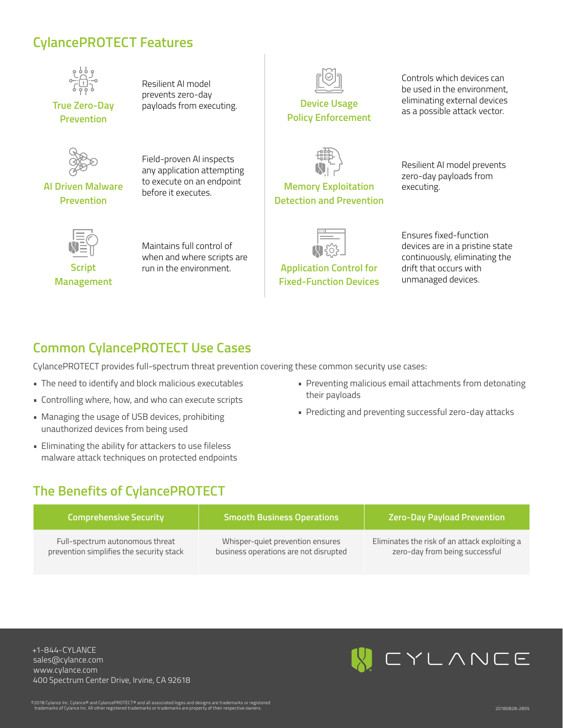## CylancePROTECT Features

### True Zero-Day Prevention

Resilient AI model prevents zero-day payloads from executing.

### AI Driven Malware Prevention

Field-proven AI inspects any application attempting to execute on an endpoint before it executes.

### Script Management

Maintains full control of when and where scripts are run in the environment.

### Device Usage Policy Enforcement

Controls which devices can be used in the environment, eliminating external devices as a possible attack vector.

### Memory Exploitation Detection and Prevention

Resilient AI model prevents zero-day payloads from executing.

### Application Control for Fixed-Function Devices

Ensures fixed-function devices are in a pristine state continuously, eliminating the drift that occurs with unmanaged devices.

## Common CylancePROTECT Use Cases

CylancePROTECT provides full-spectrum threat prevention covering these common security use cases:

- The need to identify and block malicious executables
- Controlling where, how, and who can execute scripts
- Managing the usage of USB devices, prohibiting unauthorized devices from being used
- Eliminating the ability for attackers to use fileless malware attack techniques on protected endpoints
- Preventing malicious email attachments from detonating their payloads
- Predicting and preventing successful zero-day attacks

## The Benefits of CylancePROTECT

| Comprehensive Security | Smooth Business Operations | Zero-Day Payload Prevention |
|---|---|---|
| Full-spectrum autonomous threat prevention simplifies the security stack | Whisper-quiet prevention ensures business operations are not disrupted | Eliminates the risk of an attack exploiting a zero-day from being successful |

+1-844-CYLANCE
sales@cylance.com
www.cylance.com
400 Spectrum Center Drive, Irvine, CA 92618

CYLANCE

©2018 Cylance Inc. Cylance® and CylancePROTECT® and all associated logos and designs are trademarks or registered trademarks of Cylance Inc. All other registered trademarks or trademarks are property of their respective owners.

20180828-2855